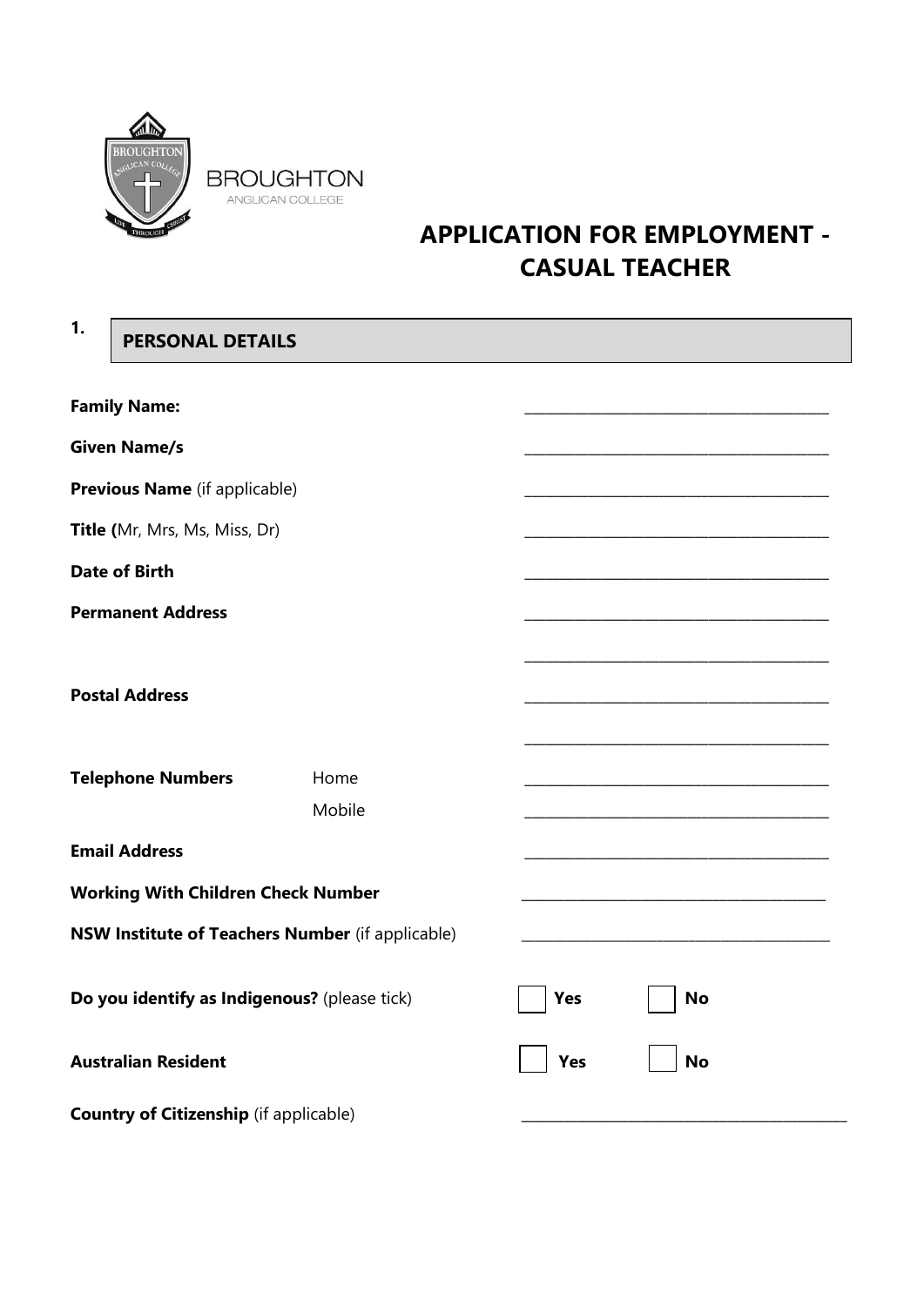BROUGHTON

ANGLICAN COLLEGE

# APPLICATION FOR EMPLOYMENT - CASUAL TEACHER

## 1. PERSONAL DETAILS

**Family Name:** ________________________________________

**Given Name/s** ________________________________________

**Previous Name** (if applicable) ________________________________________

**Title (**Mr, Mrs, Ms, Miss, Dr) ________________________________________

**Date of Birth** ________________________________________

**Permanent Address** ________________________________________

________________________________________

**Postal Address** ________________________________________

________________________________________

**Telephone Numbers** Home ________________________________________

Mobile ________________________________________

**Email Address** ________________________________________

**Working With Children Check Number** ________________________________________

**NSW Institute of Teachers Number** (if applicable) ________________________________________

**Do you identify as Indigenous?** (please tick) ☐ **Yes** ☐ **No**

**Australian Resident** ☐ **Yes** ☐ **No**

**Country of Citizenship** (if applicable) ________________________________________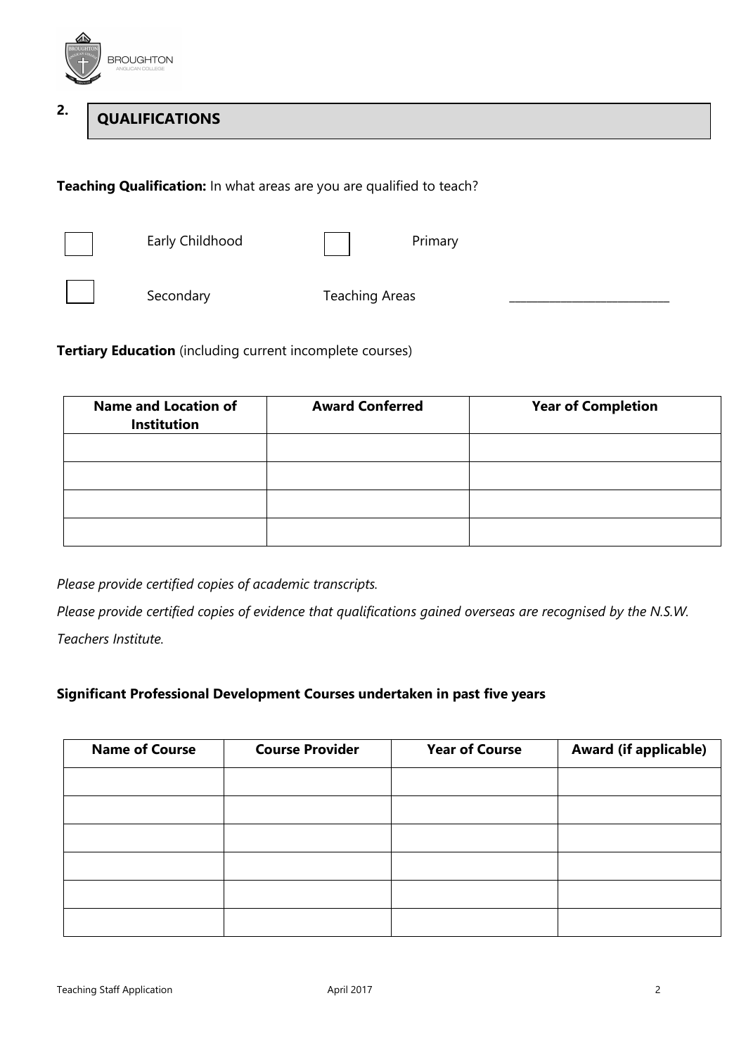## 2. QUALIFICATIONS

**Teaching Qualification:** In what areas are you are qualified to teach?

☐ Early Childhood ☐ Primary

☐ Secondary Teaching Areas ___________________________

**Tertiary Education** (including current incomplete courses)

| Name and Location of Institution | Award Conferred | Year of Completion |
|---|---|---|
| | | |
| | | |
| | | |
| | | |

*Please provide certified copies of academic transcripts.*

*Please provide certified copies of evidence that qualifications gained overseas are recognised by the N.S.W. Teachers Institute.*

**Significant Professional Development Courses undertaken in past five years**

| Name of Course | Course Provider | Year of Course | Award (if applicable) |
|---|---|---|---|
| | | | |
| | | | |
| | | | |
| | | | |
| | | | |
| | | | |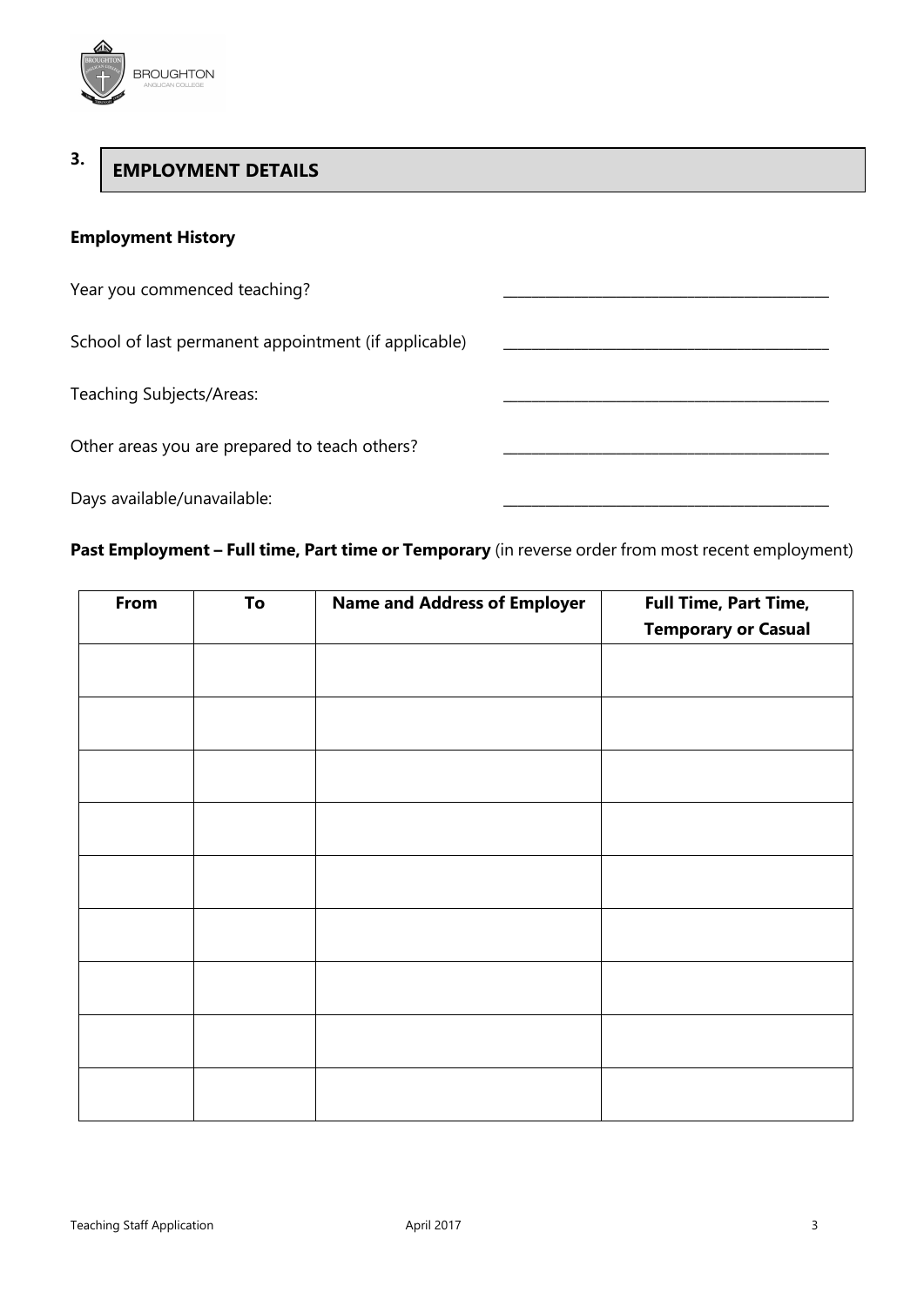## 3. EMPLOYMENT DETAILS

**Employment History**

Year you commenced teaching? ______________________________

School of last permanent appointment (if applicable) ______________________________

Teaching Subjects/Areas: ______________________________

Other areas you are prepared to teach others? ______________________________

Days available/unavailable: ______________________________

**Past Employment – Full time, Part time or Temporary** (in reverse order from most recent employment)

| From | To | Name and Address of Employer | Full Time, Part Time, Temporary or Casual |
|---|---|---|---|
| | | | |
| | | | |
| | | | |
| | | | |
| | | | |
| | | | |
| | | | |
| | | | |
| | | | |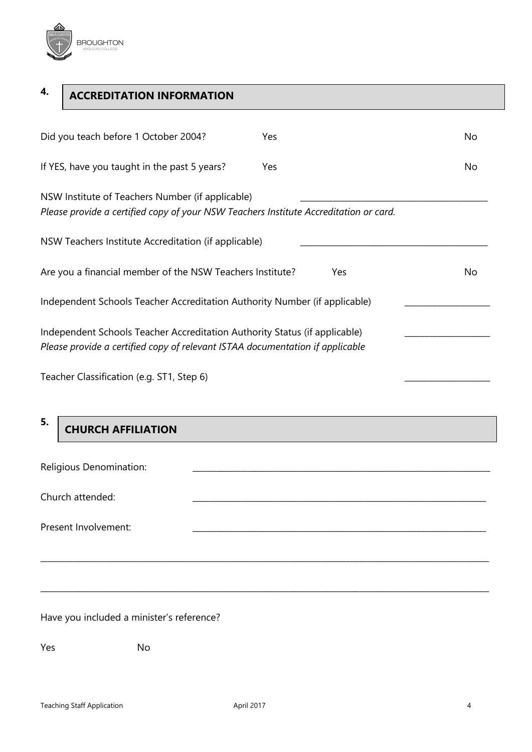## 4. ACCREDITATION INFORMATION

Did you teach before 1 October 2004? Yes No

If YES, have you taught in the past 5 years? Yes No

NSW Institute of Teachers Number (if applicable) ________________________________________

*Please provide a certified copy of your NSW Teachers Institute Accreditation or card.*

NSW Teachers Institute Accreditation (if applicable) ________________________________________

Are you a financial member of the NSW Teachers Institute? Yes No

Independent Schools Teacher Accreditation Authority Number (if applicable) ________________

Independent Schools Teacher Accreditation Authority Status (if applicable) ________________

*Please provide a certified copy of relevant ISTAA documentation if applicable*

Teacher Classification (e.g. ST1, Step 6) ________________

## 5. CHURCH AFFILIATION

Religious Denomination: ________________________________________________________________

Church attended: ________________________________________________________________

Present Involvement: ________________________________________________________________

____________________________________________________________________________________________

____________________________________________________________________________________________

Have you included a minister's reference?

Yes No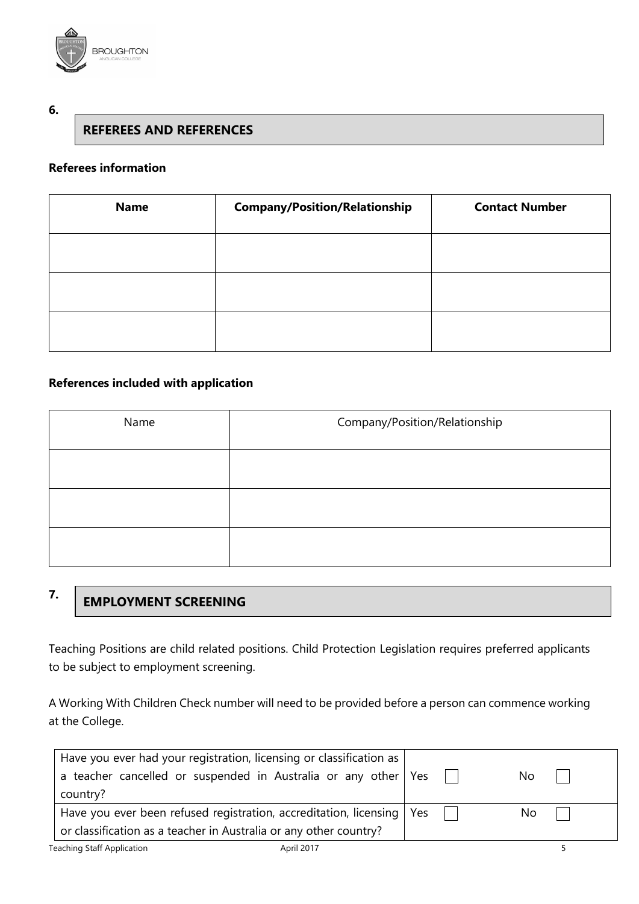## 6. REFEREES AND REFERENCES

**Referees information**

| **Name** | **Company/Position/Relationship** | **Contact Number** |
|---|---|---|
| | | |
| | | |
| | | |

**References included with application**

| Name | Company/Position/Relationship |
|---|---|
| | |
| | |
| | |

## 7. EMPLOYMENT SCREENING

Teaching Positions are child related positions. Child Protection Legislation requires preferred applicants to be subject to employment screening.

A Working With Children Check number will need to be provided before a person can commence working at the College.

| | | |
|---|---|---|
| Have you ever had your registration, licensing or classification as a teacher cancelled or suspended in Australia or any other country? | Yes ☐ | No ☐ |
| Have you ever been refused registration, accreditation, licensing or classification as a teacher in Australia or any other country? | Yes ☐ | No ☐ |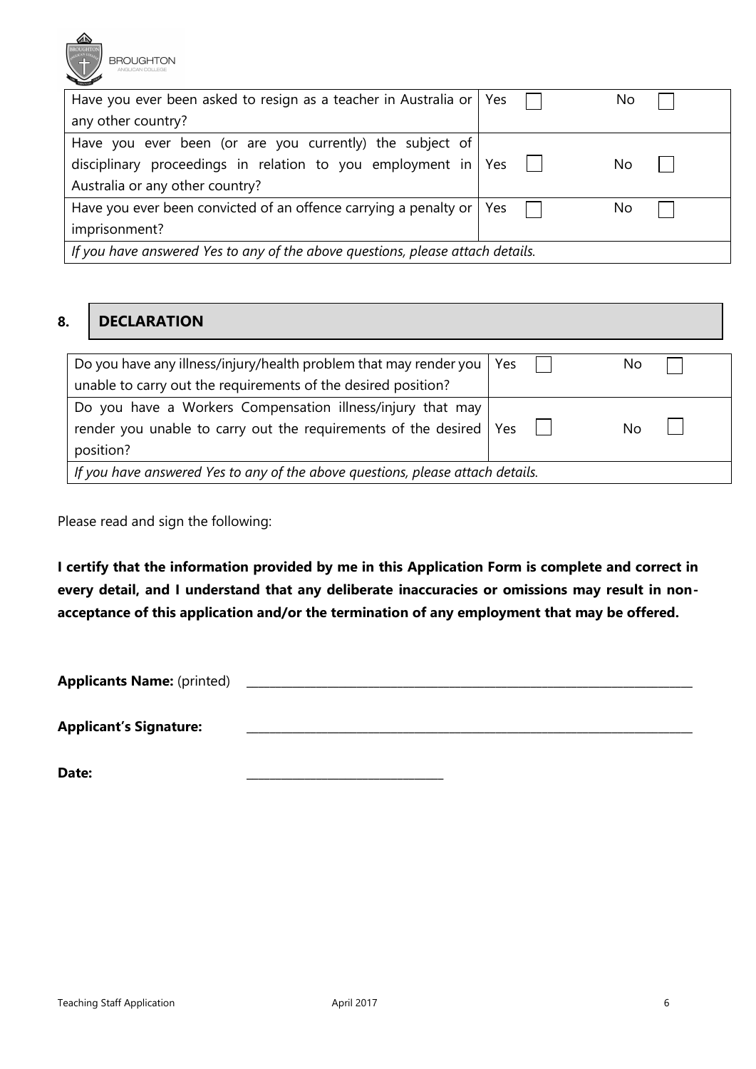| | | |
|---|---|---|
| Have you ever been asked to resign as a teacher in Australia or any other country? | Yes ☐ | No ☐ |
| Have you ever been (or are you currently) the subject of disciplinary proceedings in relation to you employment in Australia or any other country? | Yes ☐ | No ☐ |
| Have you ever been convicted of an offence carrying a penalty or imprisonment? | Yes ☐ | No ☐ |
| *If you have answered Yes to any of the above questions, please attach details.* | | |

## 8. DECLARATION

| | | |
|---|---|---|
| Do you have any illness/injury/health problem that may render you unable to carry out the requirements of the desired position? | Yes ☐ | No ☐ |
| Do you have a Workers Compensation illness/injury that may render you unable to carry out the requirements of the desired position? | Yes ☐ | No ☐ |
| *If you have answered Yes to any of the above questions, please attach details.* | | |

Please read and sign the following:

**I certify that the information provided by me in this Application Form is complete and correct in every detail, and I understand that any deliberate inaccuracies or omissions may result in non-acceptance of this application and/or the termination of any employment that may be offered.**

**Applicants Name:** (printed) \_\_\_\_\_\_\_\_\_\_\_\_\_\_\_\_\_\_\_\_\_\_\_\_\_\_\_\_\_\_\_\_\_\_\_\_\_\_\_\_\_\_\_\_

**Applicant's Signature:** \_\_\_\_\_\_\_\_\_\_\_\_\_\_\_\_\_\_\_\_\_\_\_\_\_\_\_\_\_\_\_\_\_\_\_\_\_\_\_\_\_\_\_\_

**Date:** \_\_\_\_\_\_\_\_\_\_\_\_\_\_\_\_\_\_\_\_\_\_\_\_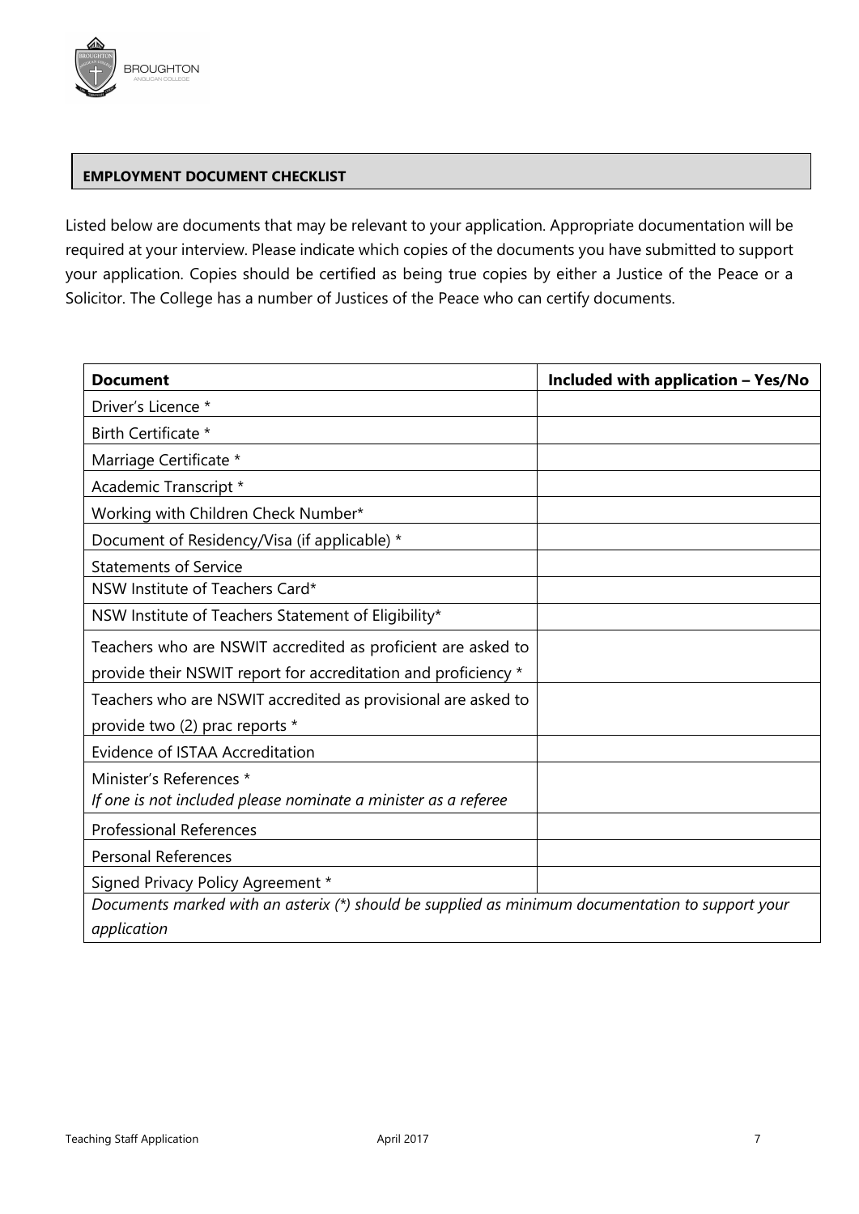## EMPLOYMENT DOCUMENT CHECKLIST

Listed below are documents that may be relevant to your application. Appropriate documentation will be required at your interview. Please indicate which copies of the documents you have submitted to support your application. Copies should be certified as being true copies by either a Justice of the Peace or a Solicitor. The College has a number of Justices of the Peace who can certify documents.

| **Document** | **Included with application – Yes/No** |
|---|---|
| Driver's Licence * | |
| Birth Certificate * | |
| Marriage Certificate * | |
| Academic Transcript * | |
| Working with Children Check Number* | |
| Document of Residency/Visa (if applicable) * | |
| Statements of Service | |
| NSW Institute of Teachers Card* | |
| NSW Institute of Teachers Statement of Eligibility* | |
| Teachers who are NSWIT accredited as proficient are asked to provide their NSWIT report for accreditation and proficiency * | |
| Teachers who are NSWIT accredited as provisional are asked to provide two (2) prac reports * | |
| Evidence of ISTAA Accreditation | |
| Minister's References * *If one is not included please nominate a minister as a referee* | |
| Professional References | |
| Personal References | |
| Signed Privacy Policy Agreement * | |
| *Documents marked with an asterix (*) should be supplied as minimum documentation to support your application* | |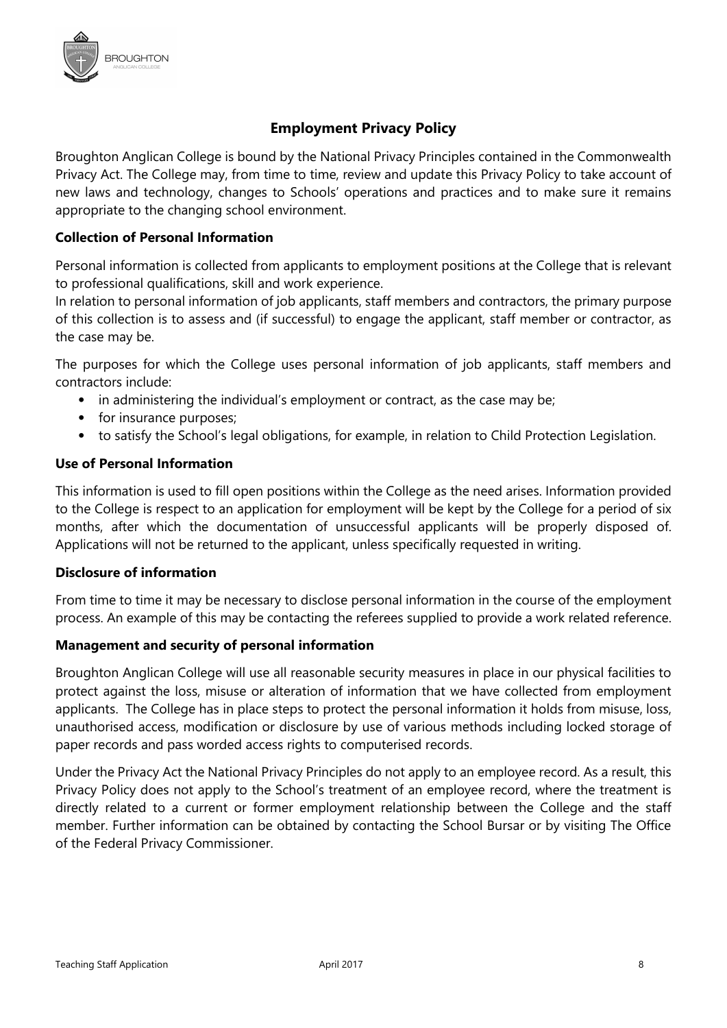## Employment Privacy Policy

Broughton Anglican College is bound by the National Privacy Principles contained in the Commonwealth Privacy Act. The College may, from time to time, review and update this Privacy Policy to take account of new laws and technology, changes to Schools' operations and practices and to make sure it remains appropriate to the changing school environment.

### Collection of Personal Information

Personal information is collected from applicants to employment positions at the College that is relevant to professional qualifications, skill and work experience.

In relation to personal information of job applicants, staff members and contractors, the primary purpose of this collection is to assess and (if successful) to engage the applicant, staff member or contractor, as the case may be.

The purposes for which the College uses personal information of job applicants, staff members and contractors include:

- in administering the individual's employment or contract, as the case may be;
- for insurance purposes;
- to satisfy the School's legal obligations, for example, in relation to Child Protection Legislation.

### Use of Personal Information

This information is used to fill open positions within the College as the need arises. Information provided to the College is respect to an application for employment will be kept by the College for a period of six months, after which the documentation of unsuccessful applicants will be properly disposed of. Applications will not be returned to the applicant, unless specifically requested in writing.

### Disclosure of information

From time to time it may be necessary to disclose personal information in the course of the employment process. An example of this may be contacting the referees supplied to provide a work related reference.

### Management and security of personal information

Broughton Anglican College will use all reasonable security measures in place in our physical facilities to protect against the loss, misuse or alteration of information that we have collected from employment applicants. The College has in place steps to protect the personal information it holds from misuse, loss, unauthorised access, modification or disclosure by use of various methods including locked storage of paper records and pass worded access rights to computerised records.

Under the Privacy Act the National Privacy Principles do not apply to an employee record. As a result, this Privacy Policy does not apply to the School's treatment of an employee record, where the treatment is directly related to a current or former employment relationship between the College and the staff member. Further information can be obtained by contacting the School Bursar or by visiting The Office of the Federal Privacy Commissioner.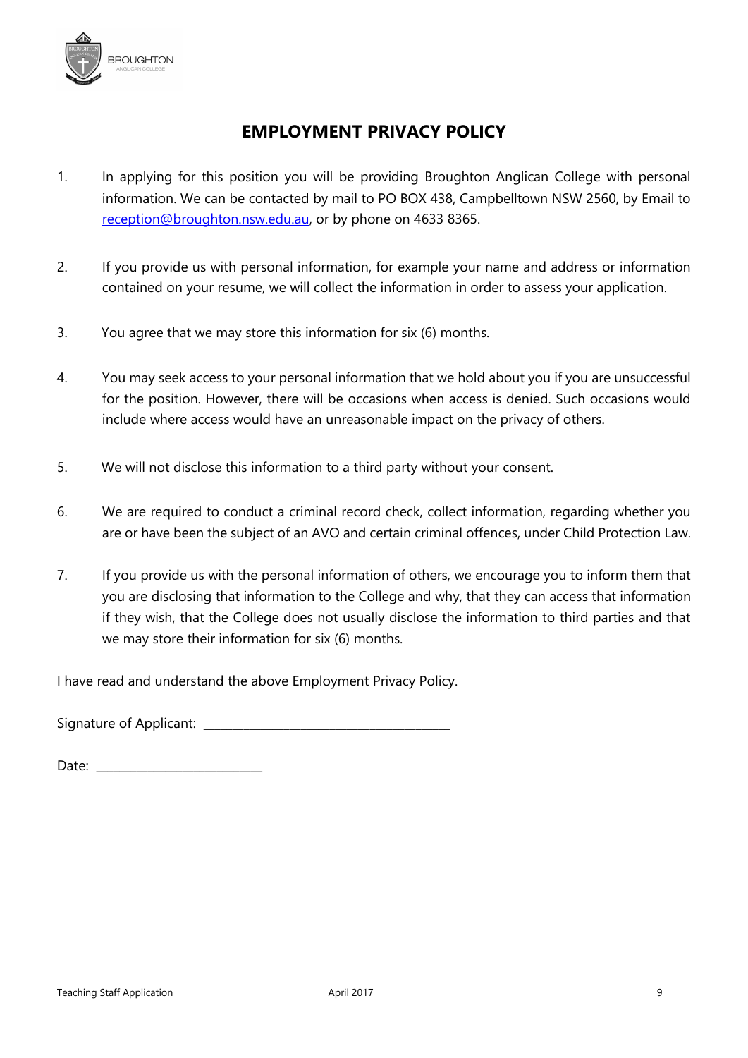# EMPLOYMENT PRIVACY POLICY

1. In applying for this position you will be providing Broughton Anglican College with personal information. We can be contacted by mail to PO BOX 438, Campbelltown NSW 2560, by Email to reception@broughton.nsw.edu.au, or by phone on 4633 8365.

2. If you provide us with personal information, for example your name and address or information contained on your resume, we will collect the information in order to assess your application.

3. You agree that we may store this information for six (6) months.

4. You may seek access to your personal information that we hold about you if you are unsuccessful for the position. However, there will be occasions when access is denied. Such occasions would include where access would have an unreasonable impact on the privacy of others.

5. We will not disclose this information to a third party without your consent.

6. We are required to conduct a criminal record check, collect information, regarding whether you are or have been the subject of an AVO and certain criminal offences, under Child Protection Law.

7. If you provide us with the personal information of others, we encourage you to inform them that you are disclosing that information to the College and why, that they can access that information if they wish, that the College does not usually disclose the information to third parties and that we may store their information for six (6) months.

I have read and understand the above Employment Privacy Policy.

Signature of Applicant: ________________________________________

Date: ___________________________